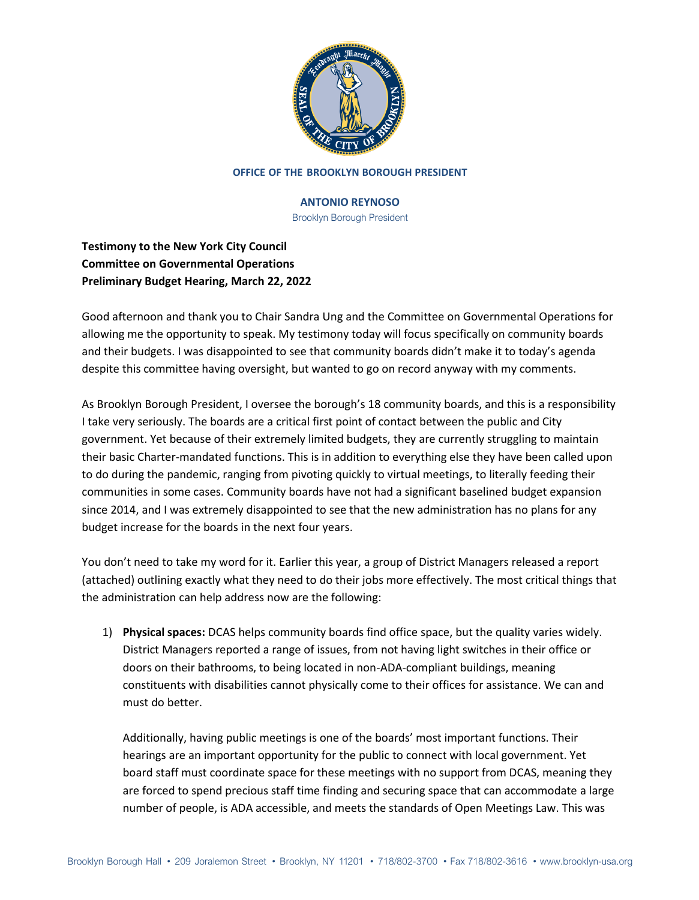**OFFICE OF THE BROOKLYN BOROUGH PRESIDENT**

**ANTONIO REYNOSO**
Brooklyn Borough President

**Testimony to the New York City Council**
**Committee on Governmental Operations**
**Preliminary Budget Hearing, March 22, 2022**

Good afternoon and thank you to Chair Sandra Ung and the Committee on Governmental Operations for allowing me the opportunity to speak. My testimony today will focus specifically on community boards and their budgets. I was disappointed to see that community boards didn't make it to today's agenda despite this committee having oversight, but wanted to go on record anyway with my comments.

As Brooklyn Borough President, I oversee the borough's 18 community boards, and this is a responsibility I take very seriously. The boards are a critical first point of contact between the public and City government. Yet because of their extremely limited budgets, they are currently struggling to maintain their basic Charter-mandated functions. This is in addition to everything else they have been called upon to do during the pandemic, ranging from pivoting quickly to virtual meetings, to literally feeding their communities in some cases. Community boards have not had a significant baselined budget expansion since 2014, and I was extremely disappointed to see that the new administration has no plans for any budget increase for the boards in the next four years.

You don't need to take my word for it. Earlier this year, a group of District Managers released a report (attached) outlining exactly what they need to do their jobs more effectively. The most critical things that the administration can help address now are the following:

1) **Physical spaces:** DCAS helps community boards find office space, but the quality varies widely. District Managers reported a range of issues, from not having light switches in their office or doors on their bathrooms, to being located in non-ADA-compliant buildings, meaning constituents with disabilities cannot physically come to their offices for assistance. We can and must do better.

   Additionally, having public meetings is one of the boards' most important functions. Their hearings are an important opportunity for the public to connect with local government. Yet board staff must coordinate space for these meetings with no support from DCAS, meaning they are forced to spend precious staff time finding and securing space that can accommodate a large number of people, is ADA accessible, and meets the standards of Open Meetings Law. This was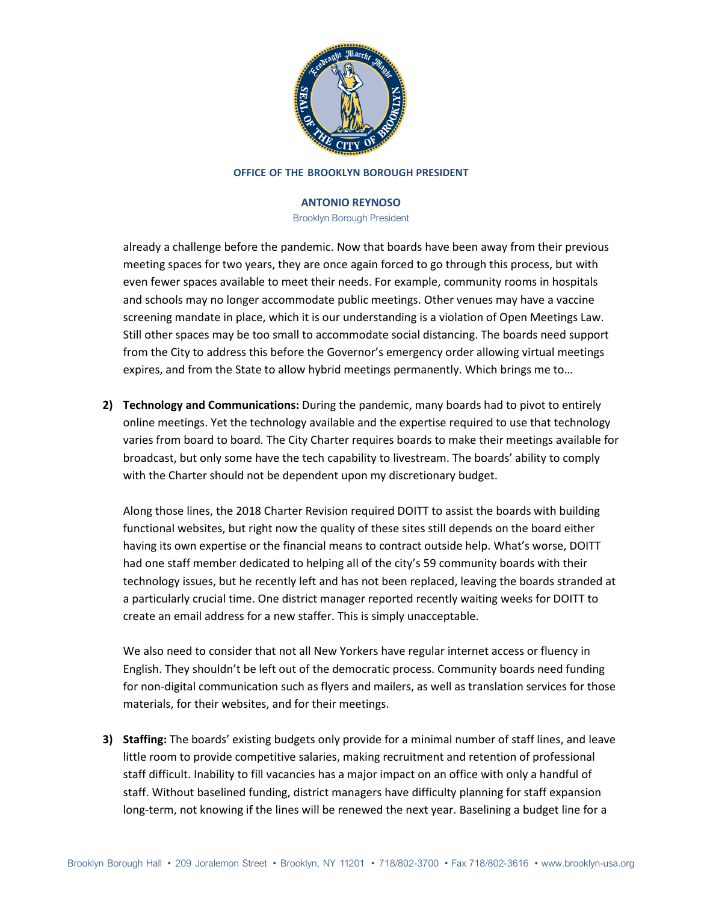already a challenge before the pandemic. Now that boards have been away from their previous meeting spaces for two years, they are once again forced to go through this process, but with even fewer spaces available to meet their needs. For example, community rooms in hospitals and schools may no longer accommodate public meetings. Other venues may have a vaccine screening mandate in place, which it is our understanding is a violation of Open Meetings Law. Still other spaces may be too small to accommodate social distancing. The boards need support from the City to address this before the Governor's emergency order allowing virtual meetings expires, and from the State to allow hybrid meetings permanently. Which brings me to…

2) **Technology and Communications:** During the pandemic, many boards had to pivot to entirely online meetings. Yet the technology available and the expertise required to use that technology varies from board to board. The City Charter requires boards to make their meetings available for broadcast, but only some have the tech capability to livestream. The boards' ability to comply with the Charter should not be dependent upon my discretionary budget.

   Along those lines, the 2018 Charter Revision required DOITT to assist the boards with building functional websites, but right now the quality of these sites still depends on the board either having its own expertise or the financial means to contract outside help. What's worse, DOITT had one staff member dedicated to helping all of the city's 59 community boards with their technology issues, but he recently left and has not been replaced, leaving the boards stranded at a particularly crucial time. One district manager reported recently waiting weeks for DOITT to create an email address for a new staffer. This is simply unacceptable.

   We also need to consider that not all New Yorkers have regular internet access or fluency in English. They shouldn't be left out of the democratic process. Community boards need funding for non-digital communication such as flyers and mailers, as well as translation services for those materials, for their websites, and for their meetings.

3) **Staffing:** The boards' existing budgets only provide for a minimal number of staff lines, and leave little room to provide competitive salaries, making recruitment and retention of professional staff difficult. Inability to fill vacancies has a major impact on an office with only a handful of staff. Without baselined funding, district managers have difficulty planning for staff expansion long-term, not knowing if the lines will be renewed the next year. Baselining a budget line for a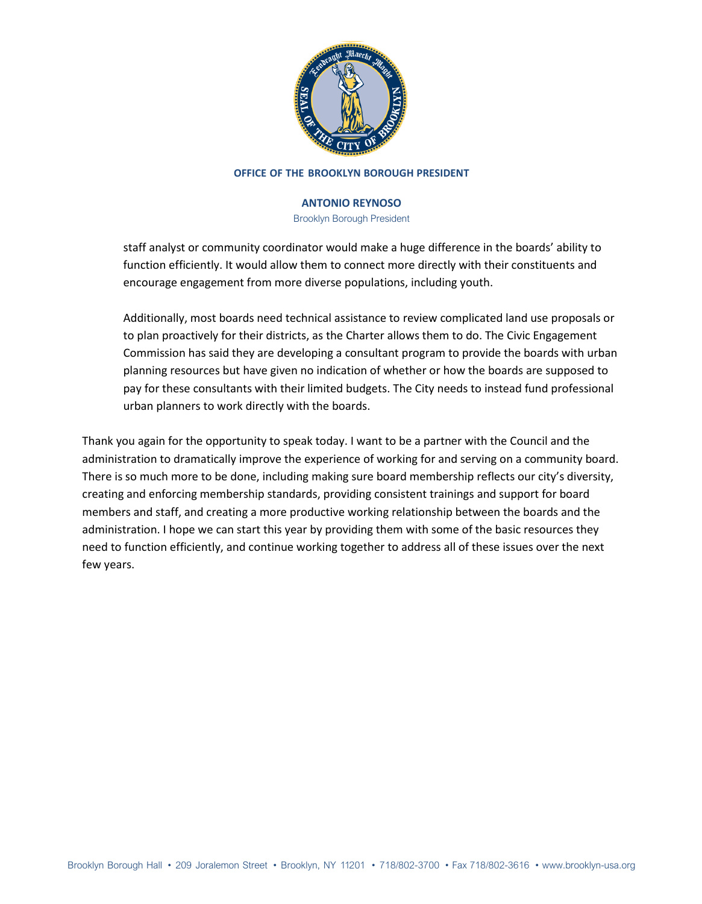staff analyst or community coordinator would make a huge difference in the boards' ability to function efficiently. It would allow them to connect more directly with their constituents and encourage engagement from more diverse populations, including youth.

Additionally, most boards need technical assistance to review complicated land use proposals or to plan proactively for their districts, as the Charter allows them to do. The Civic Engagement Commission has said they are developing a consultant program to provide the boards with urban planning resources but have given no indication of whether or how the boards are supposed to pay for these consultants with their limited budgets. The City needs to instead fund professional urban planners to work directly with the boards.

Thank you again for the opportunity to speak today. I want to be a partner with the Council and the administration to dramatically improve the experience of working for and serving on a community board. There is so much more to be done, including making sure board membership reflects our city's diversity, creating and enforcing membership standards, providing consistent trainings and support for board members and staff, and creating a more productive working relationship between the boards and the administration. I hope we can start this year by providing them with some of the basic resources they need to function efficiently, and continue working together to address all of these issues over the next few years.